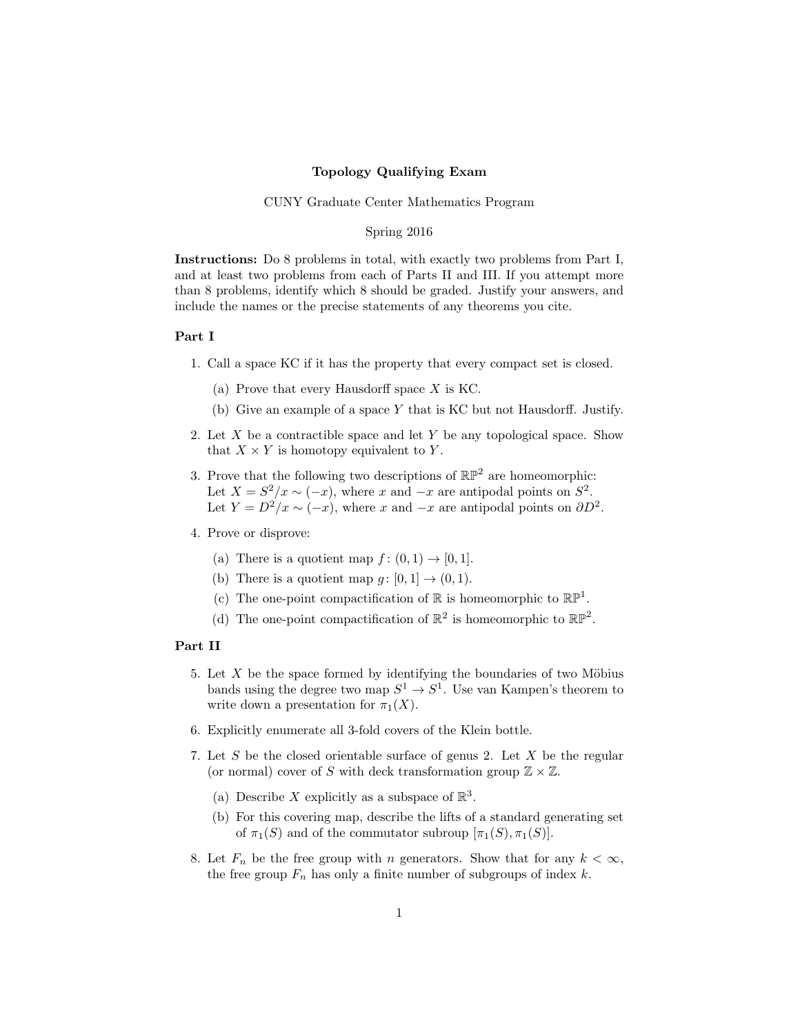**Topology Qualifying Exam**

CUNY Graduate Center Mathematics Program

Spring 2016

**Instructions:** Do 8 problems in total, with exactly two problems from Part I, and at least two problems from each of Parts II and III. If you attempt more than 8 problems, identify which 8 should be graded. Justify your answers, and include the names or the precise statements of any theorems you cite.

## Part I

1. Call a space KC if it has the property that every compact set is closed.
   (a) Prove that every Hausdorff space $X$ is KC.
   (b) Give an example of a space $Y$ that is KC but not Hausdorff. Justify.

2. Let $X$ be a contractible space and let $Y$ be any topological space. Show that $X \times Y$ is homotopy equivalent to $Y$.

3. Prove that the following two descriptions of $\mathbb{RP}^2$ are homeomorphic:
   Let $X = S^2/x \sim (-x)$, where $x$ and $-x$ are antipodal points on $S^2$.
   Let $Y = D^2/x \sim (-x)$, where $x$ and $-x$ are antipodal points on $\partial D^2$.

4. Prove or disprove:
   (a) There is a quotient map $f\colon (0,1) \to [0,1]$.
   (b) There is a quotient map $g\colon [0,1] \to (0,1)$.
   (c) The one-point compactification of $\mathbb{R}$ is homeomorphic to $\mathbb{RP}^1$.
   (d) The one-point compactification of $\mathbb{R}^2$ is homeomorphic to $\mathbb{RP}^2$.

## Part II

5. Let $X$ be the space formed by identifying the boundaries of two Möbius bands using the degree two map $S^1 \to S^1$. Use van Kampen's theorem to write down a presentation for $\pi_1(X)$.

6. Explicitly enumerate all 3-fold covers of the Klein bottle.

7. Let $S$ be the closed orientable surface of genus 2. Let $X$ be the regular (or normal) cover of $S$ with deck transformation group $\mathbb{Z} \times \mathbb{Z}$.
   (a) Describe $X$ explicitly as a subspace of $\mathbb{R}^3$.
   (b) For this covering map, describe the lifts of a standard generating set of $\pi_1(S)$ and of the commutator subroup $[\pi_1(S), \pi_1(S)]$.

8. Let $F_n$ be the free group with $n$ generators. Show that for any $k < \infty$, the free group $F_n$ has only a finite number of subgroups of index $k$.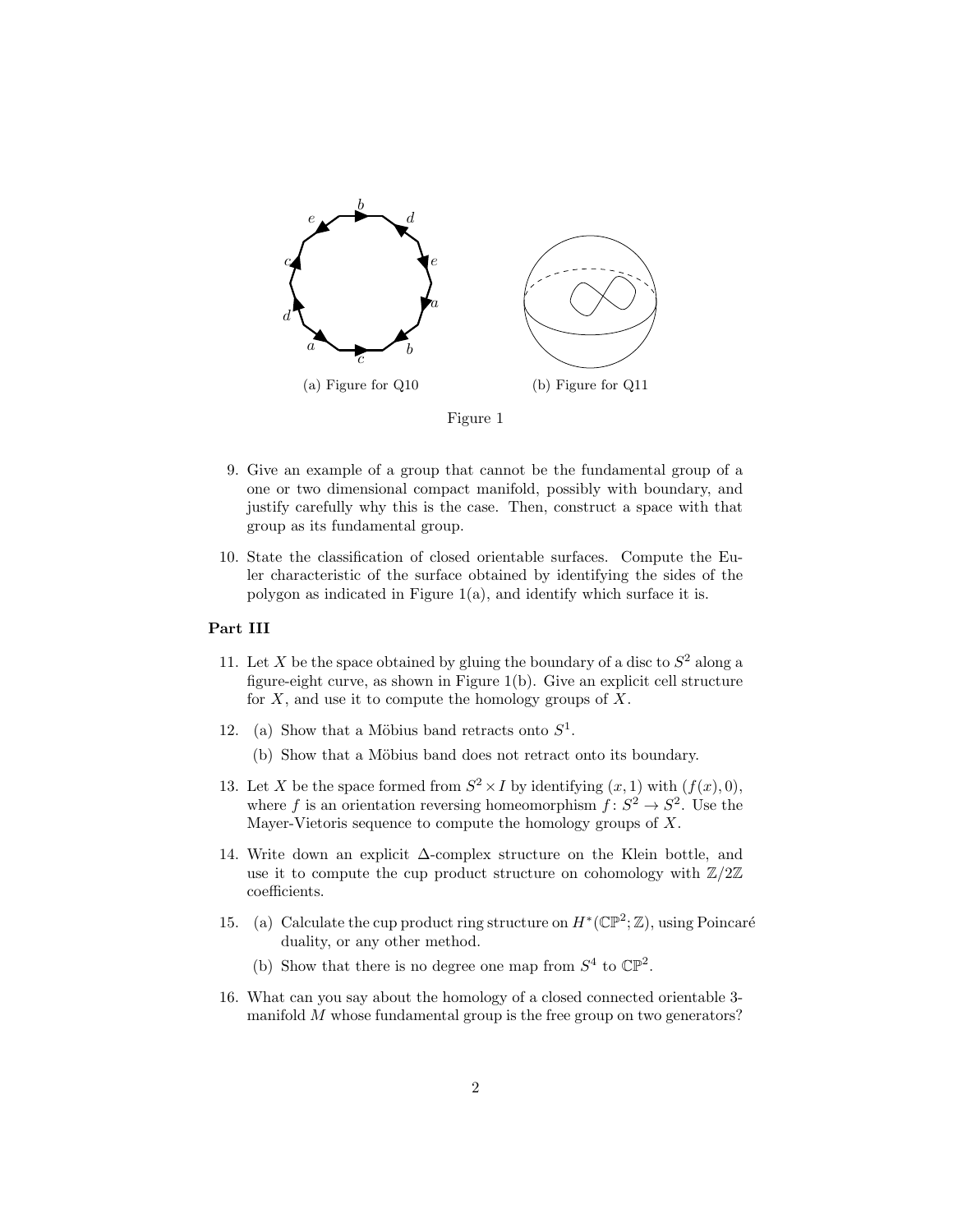(a) Figure for Q10

(b) Figure for Q11

Figure 1

9. Give an example of a group that cannot be the fundamental group of a one or two dimensional compact manifold, possibly with boundary, and justify carefully why this is the case. Then, construct a space with that group as its fundamental group.

10. State the classification of closed orientable surfaces. Compute the Euler characteristic of the surface obtained by identifying the sides of the polygon as indicated in Figure 1(a), and identify which surface it is.

**Part III**

11. Let $X$ be the space obtained by gluing the boundary of a disc to $S^2$ along a figure-eight curve, as shown in Figure 1(b). Give an explicit cell structure for $X$, and use it to compute the homology groups of $X$.

12. (a) Show that a Möbius band retracts onto $S^1$.

    (b) Show that a Möbius band does not retract onto its boundary.

13. Let $X$ be the space formed from $S^2 \times I$ by identifying $(x, 1)$ with $(f(x), 0)$, where $f$ is an orientation reversing homeomorphism $f \colon S^2 \to S^2$. Use the Mayer-Vietoris sequence to compute the homology groups of $X$.

14. Write down an explicit $\Delta$-complex structure on the Klein bottle, and use it to compute the cup product structure on cohomology with $\mathbb{Z}/2\mathbb{Z}$ coefficients.

15. (a) Calculate the cup product ring structure on $H^*(\mathbb{CP}^2; \mathbb{Z})$, using Poincaré duality, or any other method.

    (b) Show that there is no degree one map from $S^4$ to $\mathbb{CP}^2$.

16. What can you say about the homology of a closed connected orientable 3-manifold $M$ whose fundamental group is the free group on two generators?